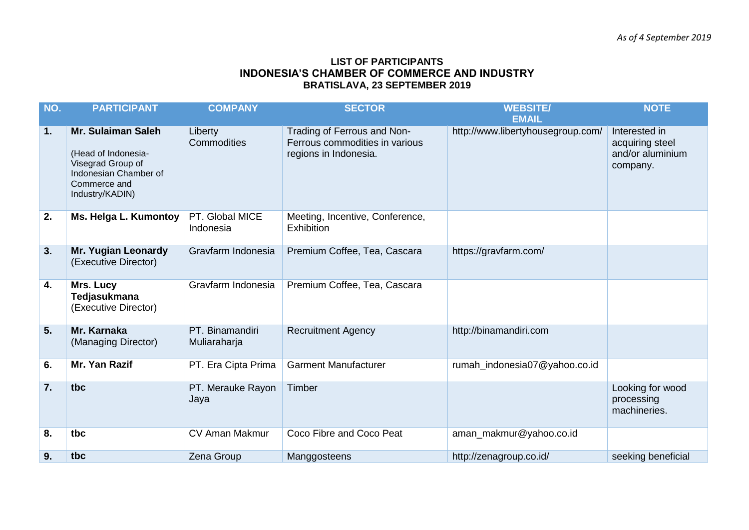*As of 4 September 2019*

**LIST OF PARTICIPANTS**
**INDONESIA'S CHAMBER OF COMMERCE AND INDUSTRY**
**BRATISLAVA, 23 SEPTEMBER 2019**

| NO. | PARTICIPANT | COMPANY | SECTOR | WEBSITE/ EMAIL | NOTE |
|---|---|---|---|---|---|
| **1.** | **Mr. Sulaiman Saleh** (Head of Indonesia-Visegrad Group of Indonesian Chamber of Commerce and Industry/KADIN) | Liberty Commodities | Trading of Ferrous and Non-Ferrous commodities in various regions in Indonesia. | http://www.libertyhousegroup.com/ | Interested in acquiring steel and/or aluminium company. |
| **2.** | **Ms. Helga L. Kumontoy** | PT. Global MICE Indonesia | Meeting, Incentive, Conference, Exhibition | | |
| **3.** | **Mr. Yugian Leonardy** (Executive Director) | Gravfarm Indonesia | Premium Coffee, Tea, Cascara | https://gravfarm.com/ | |
| **4.** | **Mrs. Lucy Tedjasukmana** (Executive Director) | Gravfarm Indonesia | Premium Coffee, Tea, Cascara | | |
| **5.** | **Mr. Karnaka** (Managing Director) | PT. Binamandiri Muliaraharja | Recruitment Agency | http://binamandiri.com | |
| **6.** | **Mr. Yan Razif** | PT. Era Cipta Prima | Garment Manufacturer | rumah_indonesia07@yahoo.co.id | |
| **7.** | **tbc** | PT. Merauke Rayon Jaya | Timber | | Looking for wood processing machineries. |
| **8.** | **tbc** | CV Aman Makmur | Coco Fibre and Coco Peat | aman_makmur@yahoo.co.id | |
| **9.** | **tbc** | Zena Group | Manggosteens | http://zenagroup.co.id/ | seeking beneficial |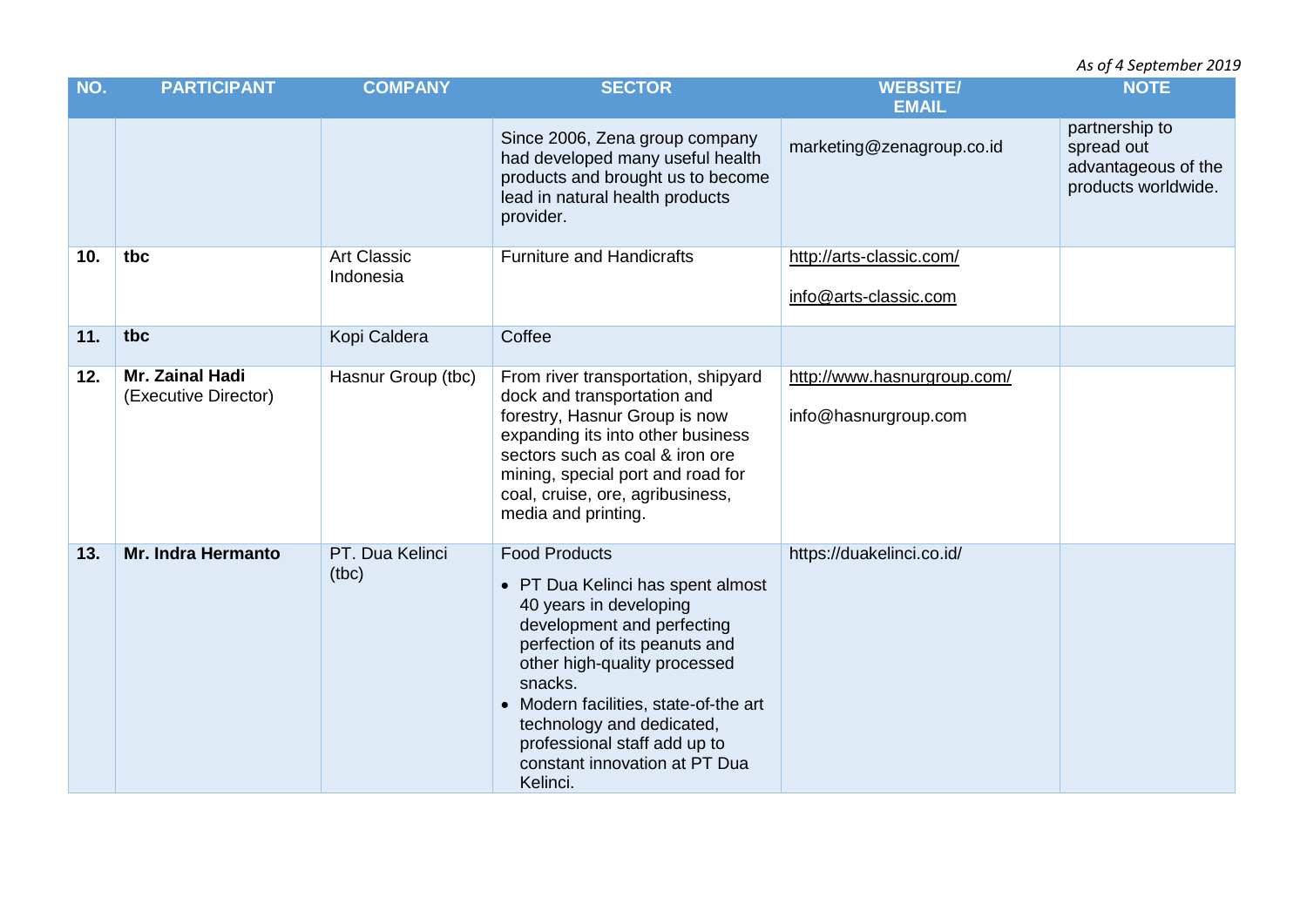*As of 4 September 2019*

| NO. | PARTICIPANT | COMPANY | SECTOR | WEBSITE/ EMAIL | NOTE |
|---|---|---|---|---|---|
| | | | Since 2006, Zena group company had developed many useful health products and brought us to become lead in natural health products provider. | marketing@zenagroup.co.id | partnership to spread out advantageous of the products worldwide. |
| **10.** | **tbc** | Art Classic Indonesia | Furniture and Handicrafts | http://arts-classic.com/ <br> info@arts-classic.com | |
| **11.** | **tbc** | Kopi Caldera | Coffee | | |
| **12.** | **Mr. Zainal Hadi** (Executive Director) | Hasnur Group (tbc) | From river transportation, shipyard dock and transportation and forestry, Hasnur Group is now expanding its into other business sectors such as coal & iron ore mining, special port and road for coal, cruise, ore, agribusiness, media and printing. | http://www.hasnurgroup.com/ <br> info@hasnurgroup.com | |
| **13.** | **Mr. Indra Hermanto** | PT. Dua Kelinci (tbc) | Food Products <br> • PT Dua Kelinci has spent almost 40 years in developing development and perfecting perfection of its peanuts and other high-quality processed snacks. <br> • Modern facilities, state-of-the art technology and dedicated, professional staff add up to constant innovation at PT Dua Kelinci. | https://duakelinci.co.id/ | |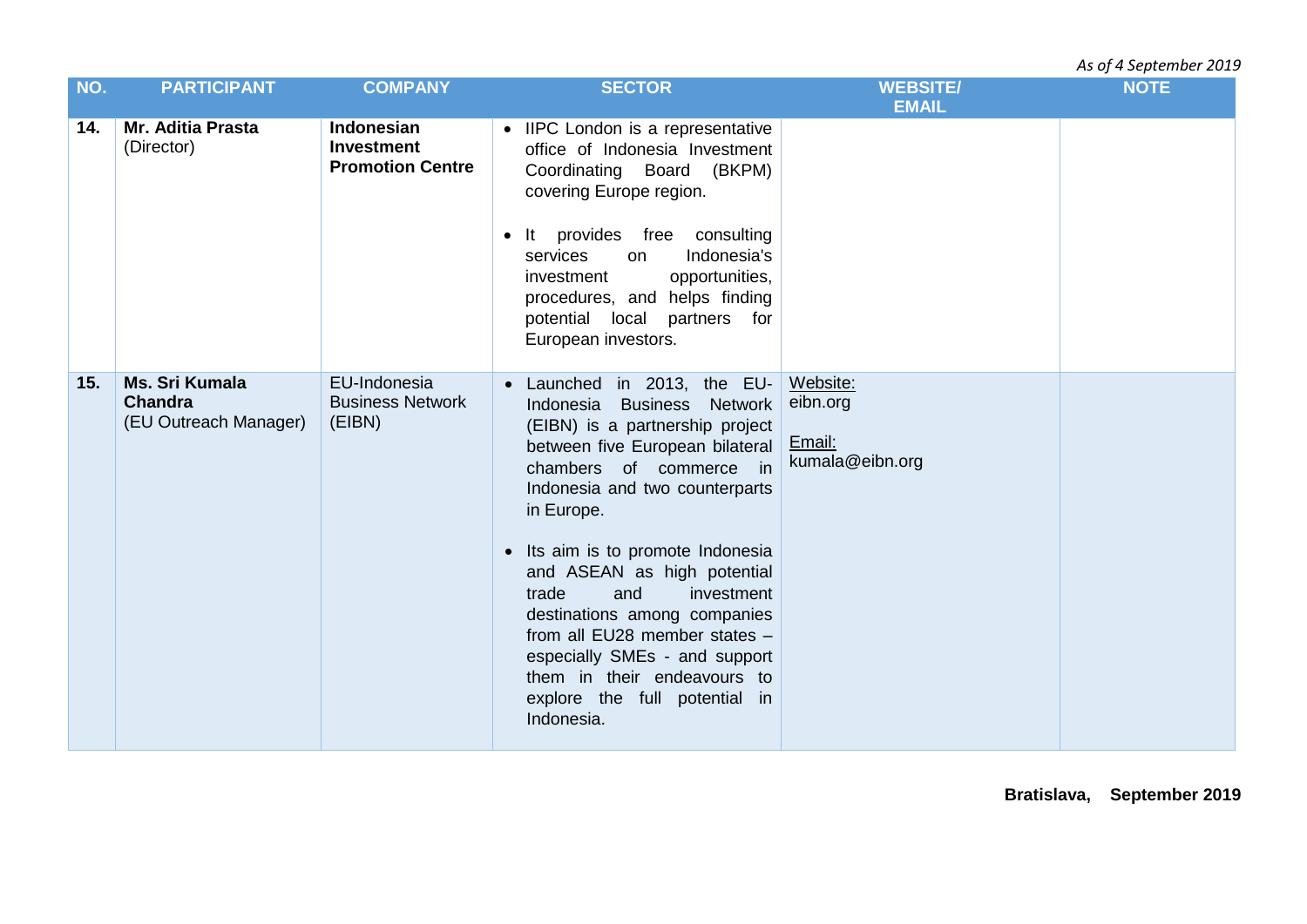*As of 4 September 2019*

| NO. | PARTICIPANT | COMPANY | SECTOR | WEBSITE/ EMAIL | NOTE |
|---|---|---|---|---|---|
| **14.** | **Mr. Aditia Prasta** (Director) | **Indonesian Investment Promotion Centre** | • IIPC London is a representative office of Indonesia Investment Coordinating Board (BKPM) covering Europe region. <br> • It provides free consulting services on Indonesia's investment opportunities, procedures, and helps finding potential local partners for European investors. | | |
| **15.** | **Ms. Sri Kumala Chandra** (EU Outreach Manager) | EU-Indonesia Business Network (EIBN) | • Launched in 2013, the EU-Indonesia Business Network (EIBN) is a partnership project between five European bilateral chambers of commerce in Indonesia and two counterparts in Europe. <br> • Its aim is to promote Indonesia and ASEAN as high potential trade and investment destinations among companies from all EU28 member states – especially SMEs - and support them in their endeavours to explore the full potential in Indonesia. | Website: eibn.org <br> Email: kumala@eibn.org | |

**Bratislava, September 2019**